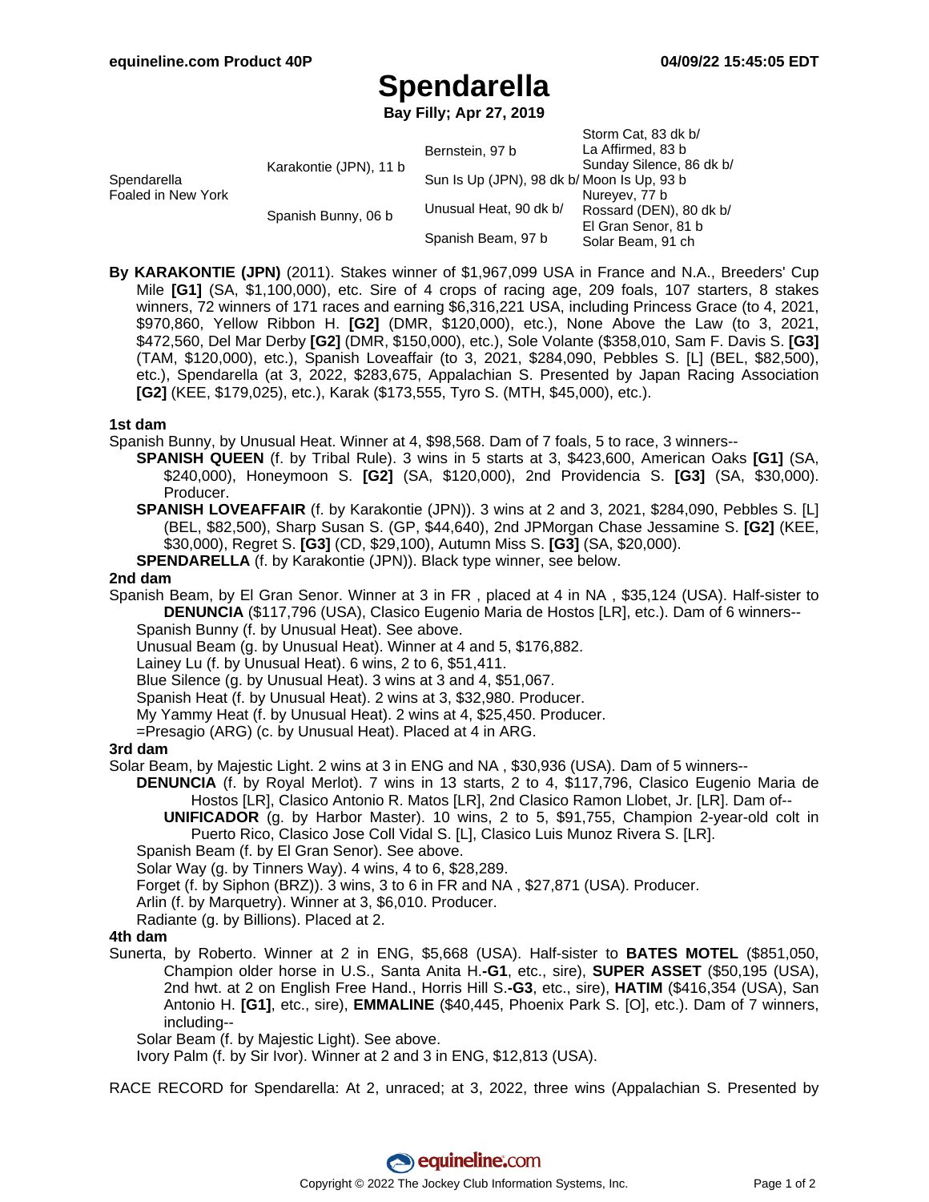# Spendarella

**Bay Filly; Apr 27, 2019**

| | | | |
|---|---|---|---|
| Spendarella Foaled in New York | Karakontie (JPN), 11 b | Bernstein, 97 b | Storm Cat, 83 dk b/ |
| | | | La Affirmed, 83 b |
| | | Sun Is Up (JPN), 98 dk b/ | Sunday Silence, 86 dk b/ |
| | | | Moon Is Up, 93 b |
| | Spanish Bunny, 06 b | Unusual Heat, 90 dk b/ | Nureyev, 77 b |
| | | | Rossard (DEN), 80 dk b/ |
| | | Spanish Beam, 97 b | El Gran Senor, 81 b |
| | | | Solar Beam, 91 ch |

**By KARAKONTIE (JPN)** (2011). Stakes winner of $1,967,099 USA in France and N.A., Breeders' Cup Mile **[G1]** (SA, $1,100,000), etc. Sire of 4 crops of racing age, 209 foals, 107 starters, 8 stakes winners, 72 winners of 171 races and earning $6,316,221 USA, including Princess Grace (to 4, 2021, $970,860, Yellow Ribbon H. **[G2]** (DMR, $120,000), etc.), None Above the Law (to 3, 2021, $472,560, Del Mar Derby **[G2]** (DMR, $150,000), etc.), Sole Volante ($358,010, Sam F. Davis S. **[G3]** (TAM, $120,000), etc.), Spanish Loveaffair (to 3, 2021, $284,090, Pebbles S. [L] (BEL, $82,500), etc.), Spendarella (at 3, 2022, $283,675, Appalachian S. Presented by Japan Racing Association **[G2]** (KEE, $179,025), etc.), Karak ($173,555, Tyro S. (MTH, $45,000), etc.).

### 1st dam

Spanish Bunny, by Unusual Heat. Winner at 4, $98,568. Dam of 7 foals, 5 to race, 3 winners--

- **SPANISH QUEEN** (f. by Tribal Rule). 3 wins in 5 starts at 3, $423,600, American Oaks **[G1]** (SA, $240,000), Honeymoon S. **[G2]** (SA, $120,000), 2nd Providencia S. **[G3]** (SA, $30,000). Producer.
- **SPANISH LOVEAFFAIR** (f. by Karakontie (JPN)). 3 wins at 2 and 3, 2021, $284,090, Pebbles S. [L] (BEL, $82,500), Sharp Susan S. (GP, $44,640), 2nd JPMorgan Chase Jessamine S. **[G2]** (KEE, $30,000), Regret S. **[G3]** (CD, $29,100), Autumn Miss S. **[G3]** (SA, $20,000).
- **SPENDARELLA** (f. by Karakontie (JPN)). Black type winner, see below.

### 2nd dam

Spanish Beam, by El Gran Senor. Winner at 3 in FR , placed at 4 in NA , $35,124 (USA). Half-sister to **DENUNCIA** ($117,796 (USA), Clasico Eugenio Maria de Hostos [LR], etc.). Dam of 6 winners--

- Spanish Bunny (f. by Unusual Heat). See above.
- Unusual Beam (g. by Unusual Heat). Winner at 4 and 5, $176,882.
- Lainey Lu (f. by Unusual Heat). 6 wins, 2 to 6, $51,411.
- Blue Silence (g. by Unusual Heat). 3 wins at 3 and 4, $51,067.
- Spanish Heat (f. by Unusual Heat). 2 wins at 3, $32,980. Producer.
- My Yammy Heat (f. by Unusual Heat). 2 wins at 4, $25,450. Producer.
- =Presagio (ARG) (c. by Unusual Heat). Placed at 4 in ARG.

### 3rd dam

Solar Beam, by Majestic Light. 2 wins at 3 in ENG and NA , $30,936 (USA). Dam of 5 winners--

- **DENUNCIA** (f. by Royal Merlot). 7 wins in 13 starts, 2 to 4, $117,796, Clasico Eugenio Maria de Hostos [LR], Clasico Antonio R. Matos [LR], 2nd Clasico Ramon Llobet, Jr. [LR]. Dam of--
  - **UNIFICADOR** (g. by Harbor Master). 10 wins, 2 to 5, $91,755, Champion 2-year-old colt in Puerto Rico, Clasico Jose Coll Vidal S. [L], Clasico Luis Munoz Rivera S. [LR].
- Spanish Beam (f. by El Gran Senor). See above.
- Solar Way (g. by Tinners Way). 4 wins, 4 to 6, $28,289.
- Forget (f. by Siphon (BRZ)). 3 wins, 3 to 6 in FR and NA , $27,871 (USA). Producer.
- Arlin (f. by Marquetry). Winner at 3, $6,010. Producer.
- Radiante (g. by Billions). Placed at 2.

### 4th dam

Sunerta, by Roberto. Winner at 2 in ENG, $5,668 (USA). Half-sister to **BATES MOTEL** ($851,050, Champion older horse in U.S., Santa Anita H.**-G1**, etc., sire), **SUPER ASSET** ($50,195 (USA), 2nd hwt. at 2 on English Free Hand., Horris Hill S.**-G3**, etc., sire), **HATIM** ($416,354 (USA), San Antonio H. **[G1]**, etc., sire), **EMMALINE** ($40,445, Phoenix Park S. [O], etc.). Dam of 7 winners, including--

- Solar Beam (f. by Majestic Light). See above.
- Ivory Palm (f. by Sir Ivor). Winner at 2 and 3 in ENG, $12,813 (USA).

RACE RECORD for Spendarella: At 2, unraced; at 3, 2022, three wins (Appalachian S. Presented by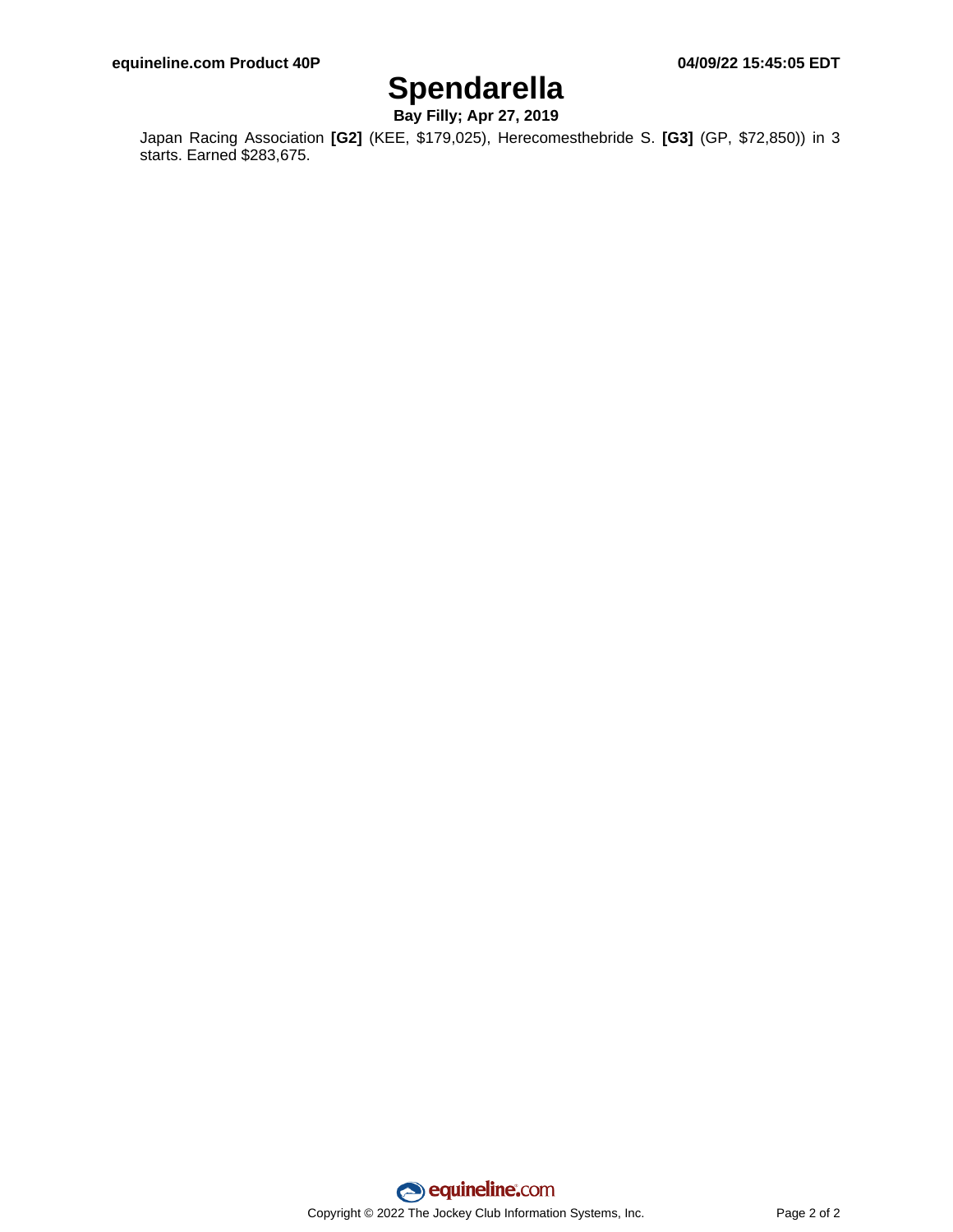# Spendarella

**Bay Filly; Apr 27, 2019**

Japan Racing Association **[G2]** (KEE, $179,025), Herecomesthebride S. **[G3]** (GP, $72,850)) in 3 starts. Earned $283,675.